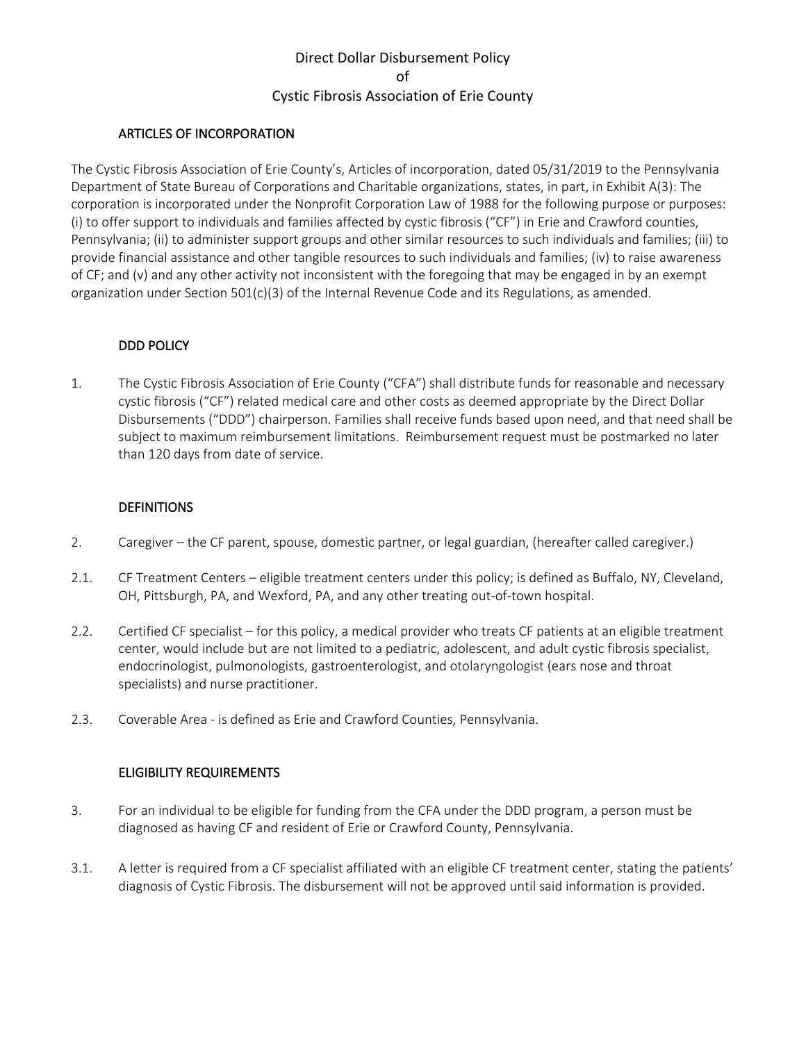# Direct Dollar Disbursement Policy
# of
# Cystic Fibrosis Association of Erie County

## ARTICLES OF INCORPORATION

The Cystic Fibrosis Association of Erie County's, Articles of incorporation, dated 05/31/2019 to the Pennsylvania Department of State Bureau of Corporations and Charitable organizations, states, in part, in Exhibit A(3): The corporation is incorporated under the Nonprofit Corporation Law of 1988 for the following purpose or purposes: (i) to offer support to individuals and families affected by cystic fibrosis ("CF") in Erie and Crawford counties, Pennsylvania; (ii) to administer support groups and other similar resources to such individuals and families; (iii) to provide financial assistance and other tangible resources to such individuals and families; (iv) to raise awareness of CF; and (v) and any other activity not inconsistent with the foregoing that may be engaged in by an exempt organization under Section 501(c)(3) of the Internal Revenue Code and its Regulations, as amended.

## DDD POLICY

1. The Cystic Fibrosis Association of Erie County ("CFA") shall distribute funds for reasonable and necessary cystic fibrosis ("CF") related medical care and other costs as deemed appropriate by the Direct Dollar Disbursements ("DDD") chairperson. Families shall receive funds based upon need, and that need shall be subject to maximum reimbursement limitations. Reimbursement request must be postmarked no later than 120 days from date of service.

## DEFINITIONS

2. Caregiver – the CF parent, spouse, domestic partner, or legal guardian, (hereafter called caregiver.)

2.1. CF Treatment Centers – eligible treatment centers under this policy; is defined as Buffalo, NY, Cleveland, OH, Pittsburgh, PA, and Wexford, PA, and any other treating out-of-town hospital.

2.2. Certified CF specialist – for this policy, a medical provider who treats CF patients at an eligible treatment center, would include but are not limited to a pediatric, adolescent, and adult cystic fibrosis specialist, endocrinologist, pulmonologists, gastroenterologist, and otolaryngologist (ears nose and throat specialists) and nurse practitioner.

2.3. Coverable Area - is defined as Erie and Crawford Counties, Pennsylvania.

## ELIGIBILITY REQUIREMENTS

3. For an individual to be eligible for funding from the CFA under the DDD program, a person must be diagnosed as having CF and resident of Erie or Crawford County, Pennsylvania.

3.1. A letter is required from a CF specialist affiliated with an eligible CF treatment center, stating the patients' diagnosis of Cystic Fibrosis. The disbursement will not be approved until said information is provided.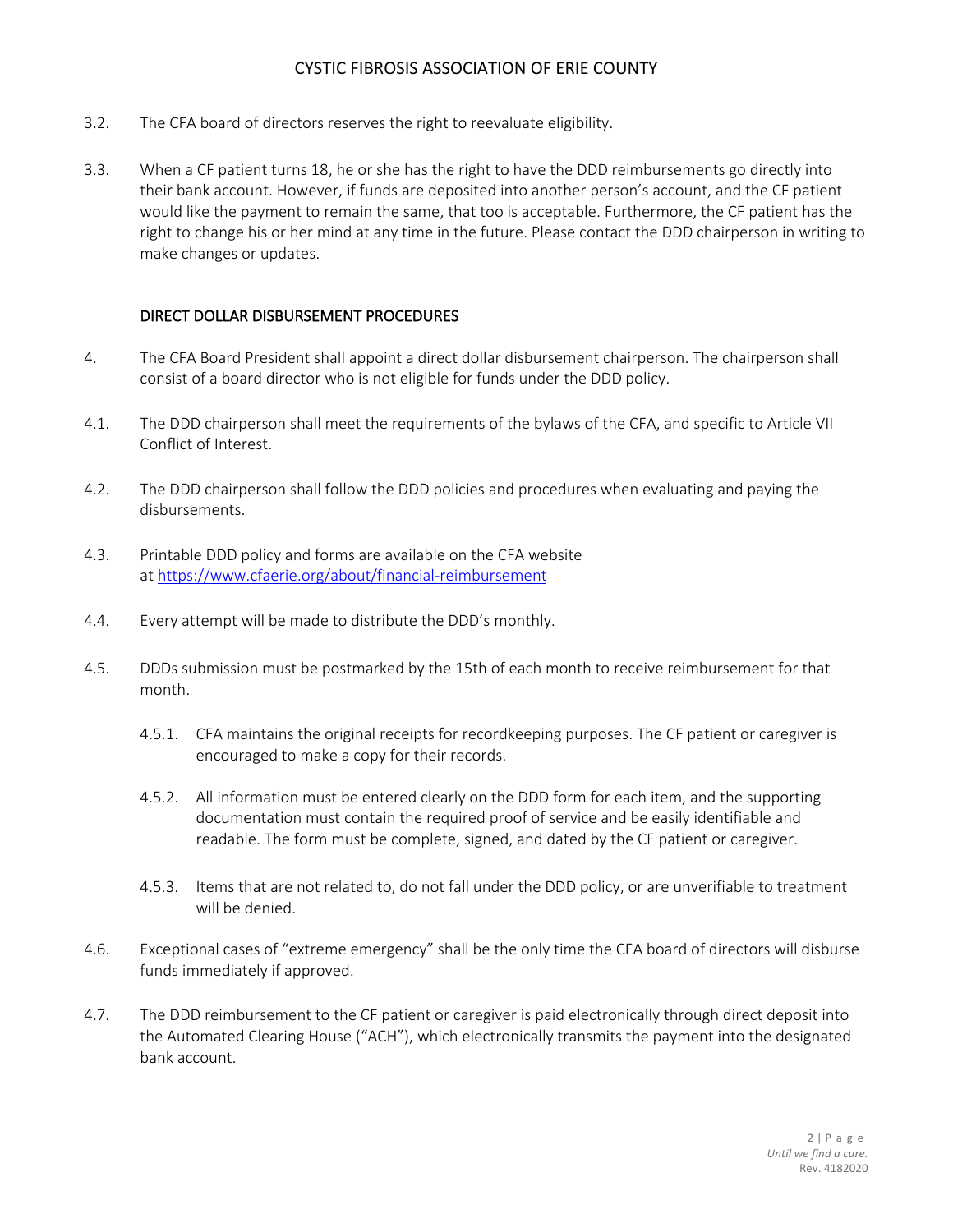3.2. The CFA board of directors reserves the right to reevaluate eligibility.

3.3. When a CF patient turns 18, he or she has the right to have the DDD reimbursements go directly into their bank account. However, if funds are deposited into another person's account, and the CF patient would like the payment to remain the same, that too is acceptable. Furthermore, the CF patient has the right to change his or her mind at any time in the future. Please contact the DDD chairperson in writing to make changes or updates.

## DIRECT DOLLAR DISBURSEMENT PROCEDURES

4. The CFA Board President shall appoint a direct dollar disbursement chairperson. The chairperson shall consist of a board director who is not eligible for funds under the DDD policy.

4.1. The DDD chairperson shall meet the requirements of the bylaws of the CFA, and specific to Article VII Conflict of Interest.

4.2. The DDD chairperson shall follow the DDD policies and procedures when evaluating and paying the disbursements.

4.3. Printable DDD policy and forms are available on the CFA website at [https://www.cfaerie.org/about/financial-reimbursement](https://www.cfaerie.org/about/financial-reimbursement)

4.4. Every attempt will be made to distribute the DDD's monthly.

4.5. DDDs submission must be postmarked by the 15th of each month to receive reimbursement for that month.

  4.5.1. CFA maintains the original receipts for recordkeeping purposes. The CF patient or caregiver is encouraged to make a copy for their records.

  4.5.2. All information must be entered clearly on the DDD form for each item, and the supporting documentation must contain the required proof of service and be easily identifiable and readable. The form must be complete, signed, and dated by the CF patient or caregiver.

  4.5.3. Items that are not related to, do not fall under the DDD policy, or are unverifiable to treatment will be denied.

4.6. Exceptional cases of "extreme emergency" shall be the only time the CFA board of directors will disburse funds immediately if approved.

4.7. The DDD reimbursement to the CF patient or caregiver is paid electronically through direct deposit into the Automated Clearing House ("ACH"), which electronically transmits the payment into the designated bank account.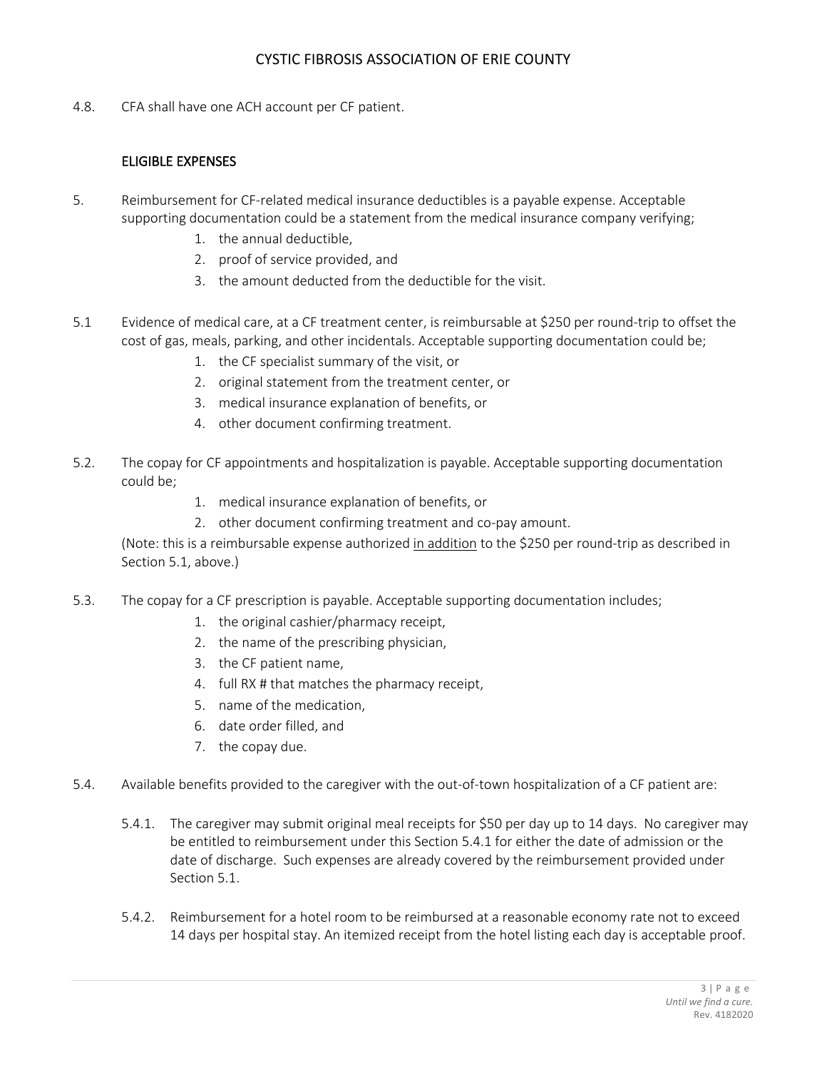4.8. CFA shall have one ACH account per CF patient.

## ELIGIBLE EXPENSES

5. Reimbursement for CF-related medical insurance deductibles is a payable expense. Acceptable supporting documentation could be a statement from the medical insurance company verifying;
   1. the annual deductible,
   2. proof of service provided, and
   3. the amount deducted from the deductible for the visit.

5.1 Evidence of medical care, at a CF treatment center, is reimbursable at $250 per round-trip to offset the cost of gas, meals, parking, and other incidentals. Acceptable supporting documentation could be;
   1. the CF specialist summary of the visit, or
   2. original statement from the treatment center, or
   3. medical insurance explanation of benefits, or
   4. other document confirming treatment.

5.2. The copay for CF appointments and hospitalization is payable. Acceptable supporting documentation could be;
   1. medical insurance explanation of benefits, or
   2. other document confirming treatment and co-pay amount.

   (Note: this is a reimbursable expense authorized <u>in addition</u> to the $250 per round-trip as described in Section 5.1, above.)

5.3. The copay for a CF prescription is payable. Acceptable supporting documentation includes;
   1. the original cashier/pharmacy receipt,
   2. the name of the prescribing physician,
   3. the CF patient name,
   4. full RX # that matches the pharmacy receipt,
   5. name of the medication,
   6. date order filled, and
   7. the copay due.

5.4. Available benefits provided to the caregiver with the out-of-town hospitalization of a CF patient are:

   5.4.1. The caregiver may submit original meal receipts for $50 per day up to 14 days. No caregiver may be entitled to reimbursement under this Section 5.4.1 for either the date of admission or the date of discharge. Such expenses are already covered by the reimbursement provided under Section 5.1.

   5.4.2. Reimbursement for a hotel room to be reimbursed at a reasonable economy rate not to exceed 14 days per hospital stay. An itemized receipt from the hotel listing each day is acceptable proof.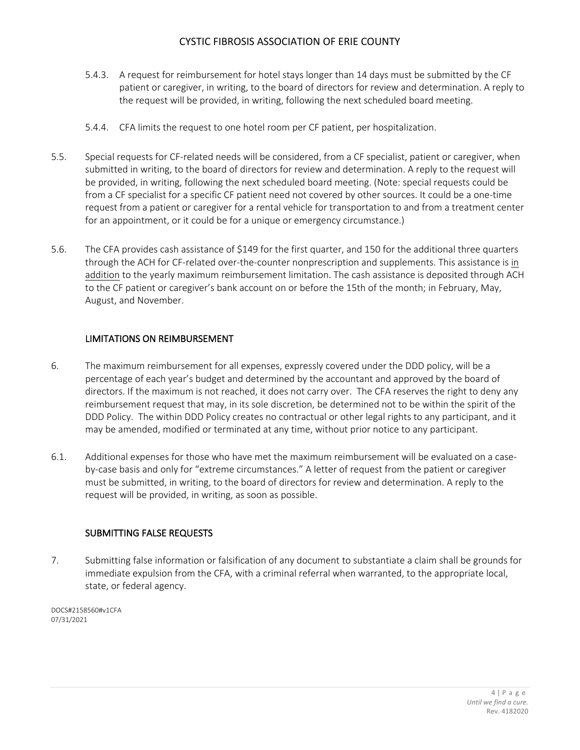5.4.3. A request for reimbursement for hotel stays longer than 14 days must be submitted by the CF patient or caregiver, in writing, to the board of directors for review and determination. A reply to the request will be provided, in writing, following the next scheduled board meeting.

5.4.4. CFA limits the request to one hotel room per CF patient, per hospitalization.

5.5. Special requests for CF-related needs will be considered, from a CF specialist, patient or caregiver, when submitted in writing, to the board of directors for review and determination. A reply to the request will be provided, in writing, following the next scheduled board meeting. (Note: special requests could be from a CF specialist for a specific CF patient need not covered by other sources. It could be a one-time request from a patient or caregiver for a rental vehicle for transportation to and from a treatment center for an appointment, or it could be for a unique or emergency circumstance.)

5.6. The CFA provides cash assistance of $149 for the first quarter, and 150 for the additional three quarters through the ACH for CF-related over-the-counter nonprescription and supplements. This assistance is <u>in addition</u> to the yearly maximum reimbursement limitation. The cash assistance is deposited through ACH to the CF patient or caregiver's bank account on or before the 15th of the month; in February, May, August, and November.

## LIMITATIONS ON REIMBURSEMENT

6. The maximum reimbursement for all expenses, expressly covered under the DDD policy, will be a percentage of each year's budget and determined by the accountant and approved by the board of directors. If the maximum is not reached, it does not carry over. The CFA reserves the right to deny any reimbursement request that may, in its sole discretion, be determined not to be within the spirit of the DDD Policy. The within DDD Policy creates no contractual or other legal rights to any participant, and it may be amended, modified or terminated at any time, without prior notice to any participant.

6.1. Additional expenses for those who have met the maximum reimbursement will be evaluated on a case-by-case basis and only for "extreme circumstances." A letter of request from the patient or caregiver must be submitted, in writing, to the board of directors for review and determination. A reply to the request will be provided, in writing, as soon as possible.

## SUBMITTING FALSE REQUESTS

7. Submitting false information or falsification of any document to substantiate a claim shall be grounds for immediate expulsion from the CFA, with a criminal referral when warranted, to the appropriate local, state, or federal agency.

DOCS#2158560#v1CFA
07/31/2021